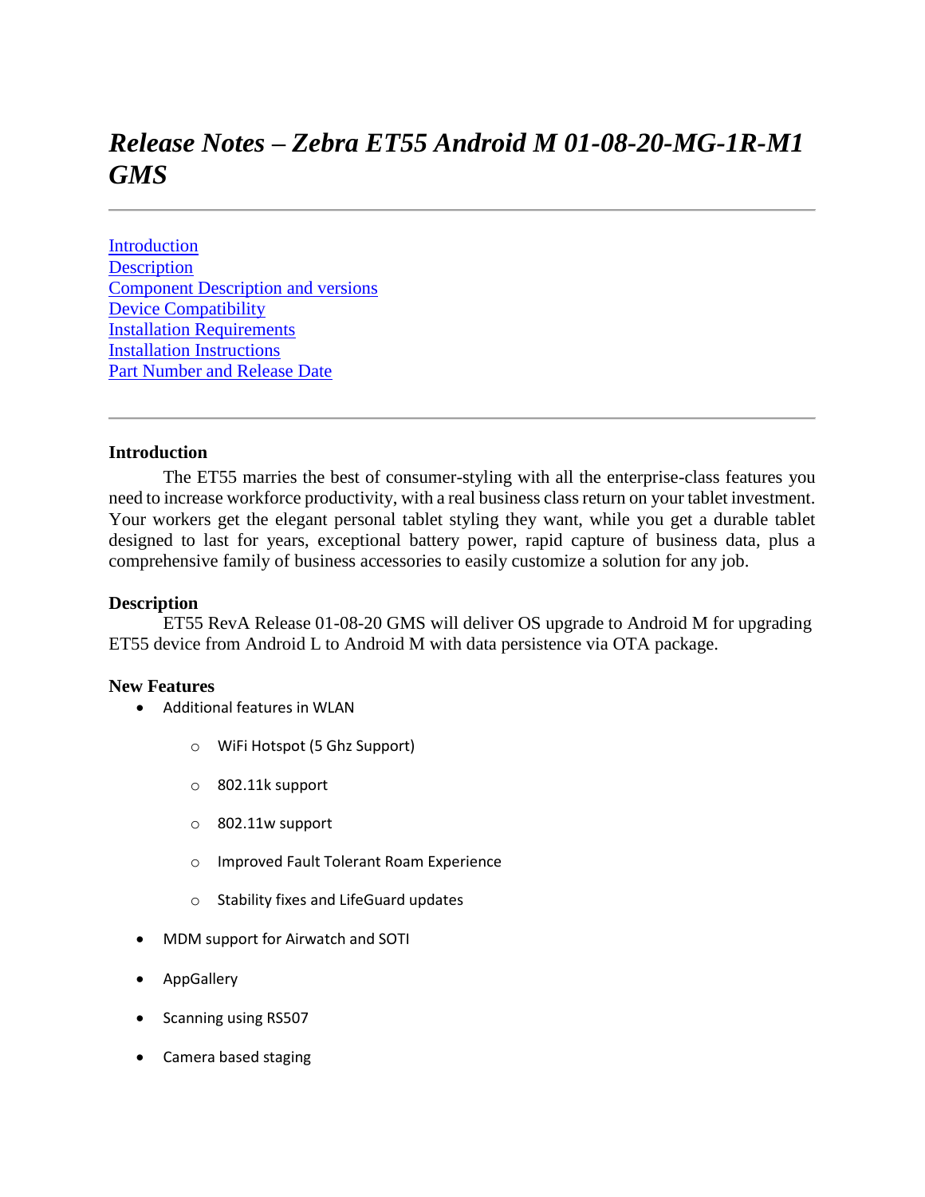# *Release Notes – Zebra ET55 Android M 01-08-20-MG-1R-M1 GMS*

---

[Introduction](#introduction)
[Description](#description)
[Component Description and versions](#component-description-and-versions)
[Device Compatibility](#device-compatibility)
[Installation Requirements](#installation-requirements)
[Installation Instructions](#installation-instructions)
[Part Number and Release Date](#part-number-and-release-date)

---

### Introduction

The ET55 marries the best of consumer-styling with all the enterprise-class features you need to increase workforce productivity, with a real business class return on your tablet investment. Your workers get the elegant personal tablet styling they want, while you get a durable tablet designed to last for years, exceptional battery power, rapid capture of business data, plus a comprehensive family of business accessories to easily customize a solution for any job.

### Description

ET55 RevA Release 01-08-20 GMS will deliver OS upgrade to Android M for upgrading ET55 device from Android L to Android M with data persistence via OTA package.

### New Features

- Additional features in WLAN
  - WiFi Hotspot (5 Ghz Support)
  - 802.11k support
  - 802.11w support
  - Improved Fault Tolerant Roam Experience
  - Stability fixes and LifeGuard updates
- MDM support for Airwatch and SOTI
- AppGallery
- Scanning using RS507
- Camera based staging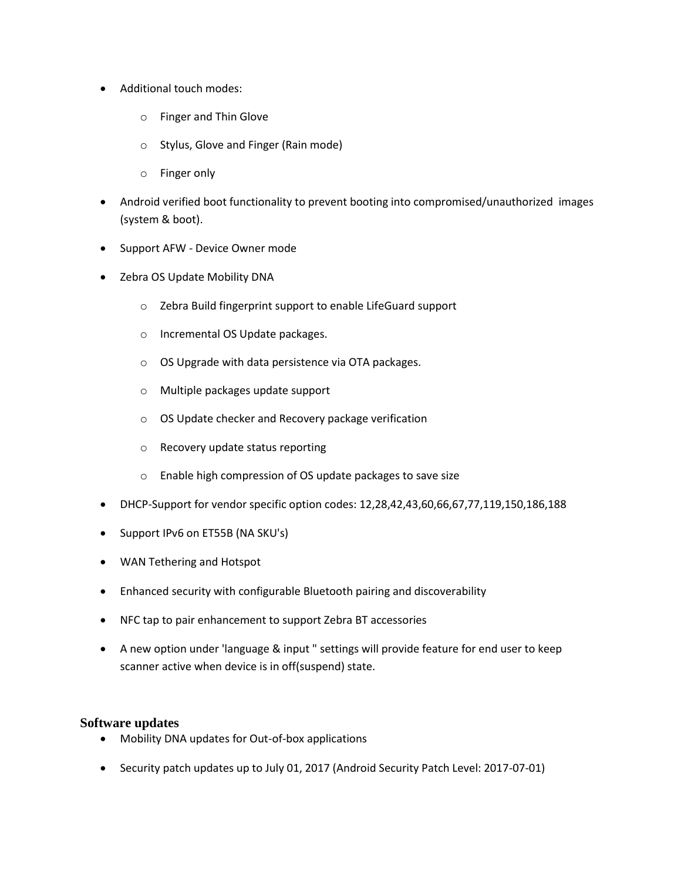- Additional touch modes:
  - Finger and Thin Glove
  - Stylus, Glove and Finger (Rain mode)
  - Finger only
- Android verified boot functionality to prevent booting into compromised/unauthorized images (system & boot).
- Support AFW - Device Owner mode
- Zebra OS Update Mobility DNA
  - Zebra Build fingerprint support to enable LifeGuard support
  - Incremental OS Update packages.
  - OS Upgrade with data persistence via OTA packages.
  - Multiple packages update support
  - OS Update checker and Recovery package verification
  - Recovery update status reporting
  - Enable high compression of OS update packages to save size
- DHCP-Support for vendor specific option codes: 12,28,42,43,60,66,67,77,119,150,186,188
- Support IPv6 on ET55B (NA SKU's)
- WAN Tethering and Hotspot
- Enhanced security with configurable Bluetooth pairing and discoverability
- NFC tap to pair enhancement to support Zebra BT accessories
- A new option under 'language & input " settings will provide feature for end user to keep scanner active when device is in off(suspend) state.

### Software updates

- Mobility DNA updates for Out-of-box applications
- Security patch updates up to July 01, 2017 (Android Security Patch Level: 2017-07-01)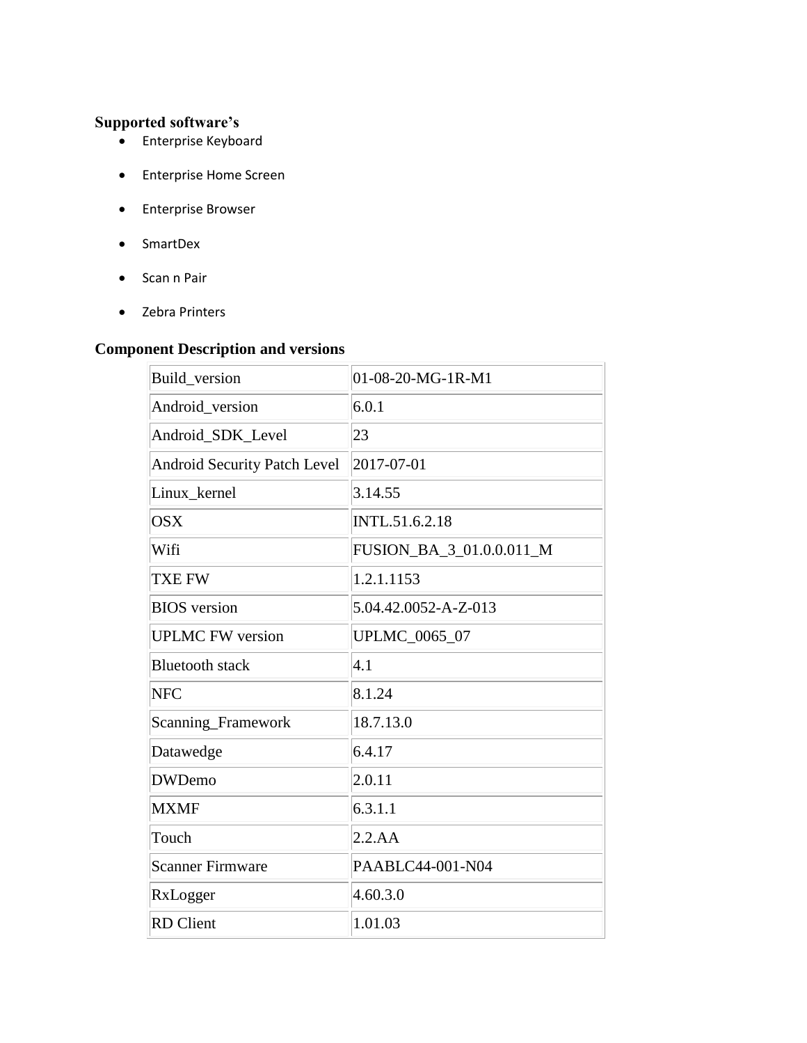### Supported software's

- Enterprise Keyboard
- Enterprise Home Screen
- Enterprise Browser
- SmartDex
- Scan n Pair
- Zebra Printers

### Component Description and versions

| Build_version | 01-08-20-MG-1R-M1 |
| --- | --- |
| Android_version | 6.0.1 |
| Android_SDK_Level | 23 |
| Android Security Patch Level | 2017-07-01 |
| Linux_kernel | 3.14.55 |
| OSX | INTL.51.6.2.18 |
| Wifi | FUSION_BA_3_01.0.0.011_M |
| TXE FW | 1.2.1.1153 |
| BIOS version | 5.04.42.0052-A-Z-013 |
| UPLMC FW version | UPLMC_0065_07 |
| Bluetooth stack | 4.1 |
| NFC | 8.1.24 |
| Scanning_Framework | 18.7.13.0 |
| Datawedge | 6.4.17 |
| DWDemo | 2.0.11 |
| MXMF | 6.3.1.1 |
| Touch | 2.2.AA |
| Scanner Firmware | PAABLC44-001-N04 |
| RxLogger | 4.60.3.0 |
| RD Client | 1.01.03 |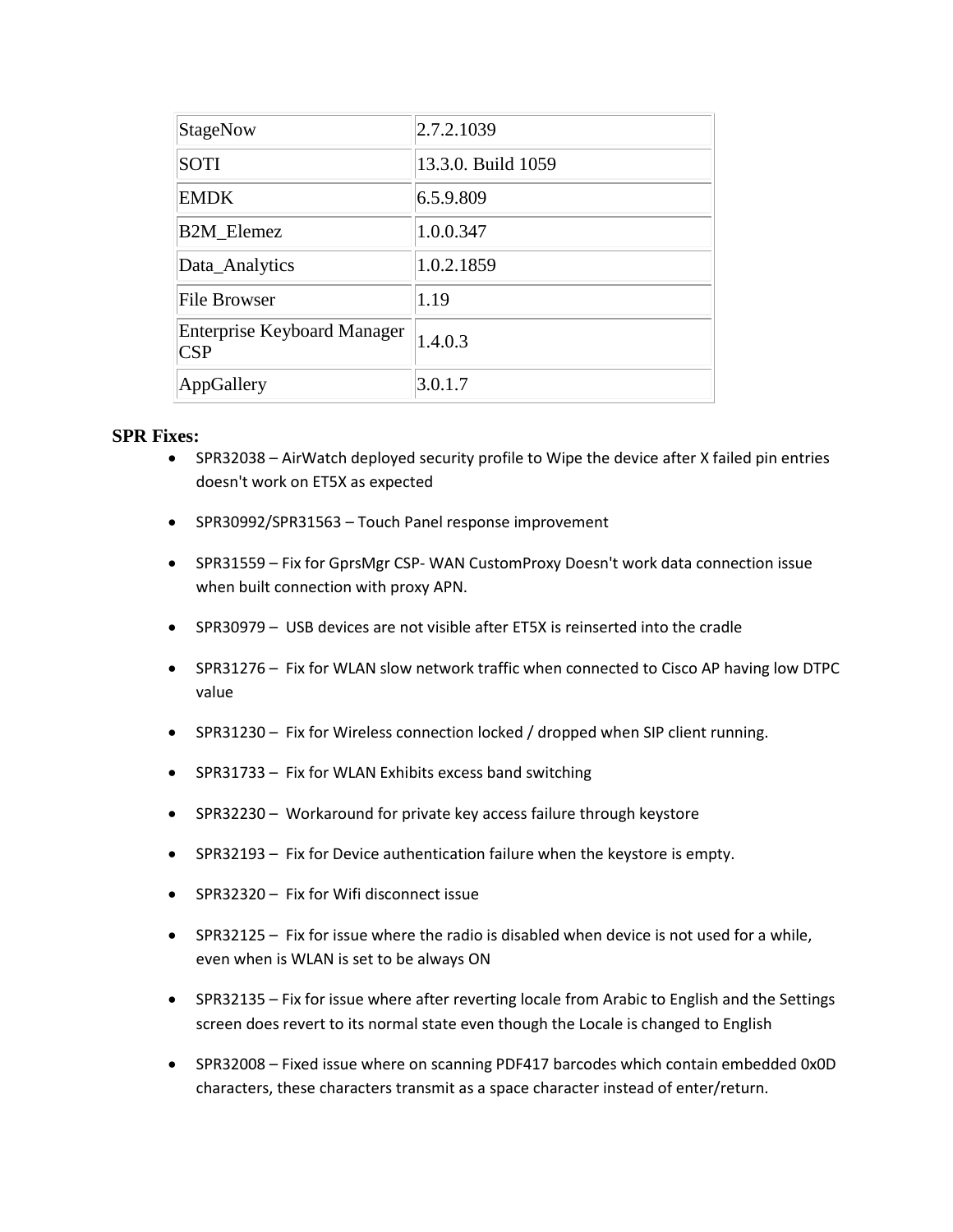| StageNow | 2.7.2.1039 |
| --- | --- |
| SOTI | 13.3.0. Build 1059 |
| EMDK | 6.5.9.809 |
| B2M_Elemez | 1.0.0.347 |
| Data_Analytics | 1.0.2.1859 |
| File Browser | 1.19 |
| Enterprise Keyboard Manager CSP | 1.4.0.3 |
| AppGallery | 3.0.1.7 |

### SPR Fixes:

- SPR32038 – AirWatch deployed security profile to Wipe the device after X failed pin entries doesn't work on ET5X as expected
- SPR30992/SPR31563 – Touch Panel response improvement
- SPR31559 – Fix for GprsMgr CSP- WAN CustomProxy Doesn't work data connection issue when built connection with proxy APN.
- SPR30979 – USB devices are not visible after ET5X is reinserted into the cradle
- SPR31276 – Fix for WLAN slow network traffic when connected to Cisco AP having low DTPC value
- SPR31230 – Fix for Wireless connection locked / dropped when SIP client running.
- SPR31733 – Fix for WLAN Exhibits excess band switching
- SPR32230 – Workaround for private key access failure through keystore
- SPR32193 – Fix for Device authentication failure when the keystore is empty.
- SPR32320 – Fix for Wifi disconnect issue
- SPR32125 – Fix for issue where the radio is disabled when device is not used for a while, even when is WLAN is set to be always ON
- SPR32135 – Fix for issue where after reverting locale from Arabic to English and the Settings screen does revert to its normal state even though the Locale is changed to English
- SPR32008 – Fixed issue where on scanning PDF417 barcodes which contain embedded 0x0D characters, these characters transmit as a space character instead of enter/return.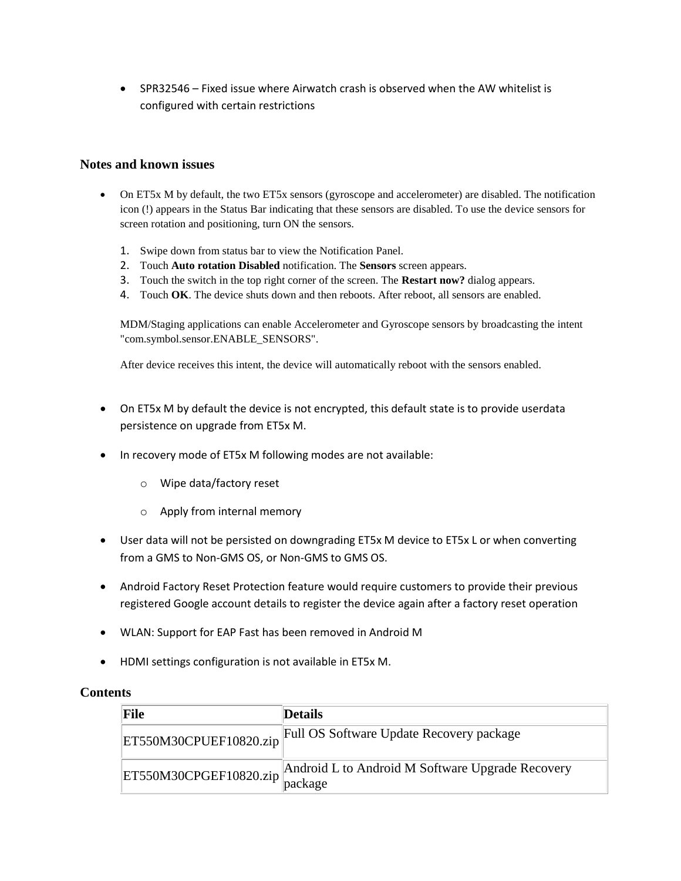- SPR32546 – Fixed issue where Airwatch crash is observed when the AW whitelist is configured with certain restrictions

### Notes and known issues

- On ET5x M by default, the two ET5x sensors (gyroscope and accelerometer) are disabled. The notification icon (!) appears in the Status Bar indicating that these sensors are disabled. To use the device sensors for screen rotation and positioning, turn ON the sensors.

  1. Swipe down from status bar to view the Notification Panel.
  2. Touch **Auto rotation Disabled** notification. The **Sensors** screen appears.
  3. Touch the switch in the top right corner of the screen. The **Restart now?** dialog appears.
  4. Touch **OK**. The device shuts down and then reboots. After reboot, all sensors are enabled.

  MDM/Staging applications can enable Accelerometer and Gyroscope sensors by broadcasting the intent "com.symbol.sensor.ENABLE_SENSORS".

  After device receives this intent, the device will automatically reboot with the sensors enabled.

- On ET5x M by default the device is not encrypted, this default state is to provide userdata persistence on upgrade from ET5x M.

- In recovery mode of ET5x M following modes are not available:
  - Wipe data/factory reset
  - Apply from internal memory

- User data will not be persisted on downgrading ET5x M device to ET5x L or when converting from a GMS to Non-GMS OS, or Non-GMS to GMS OS.

- Android Factory Reset Protection feature would require customers to provide their previous registered Google account details to register the device again after a factory reset operation

- WLAN: Support for EAP Fast has been removed in Android M

- HDMI settings configuration is not available in ET5x M.

### Contents

| File | Details |
| --- | --- |
| ET550M30CPUEF10820.zip | Full OS Software Update Recovery package |
| ET550M30CPGEF10820.zip | Android L to Android M Software Upgrade Recovery package |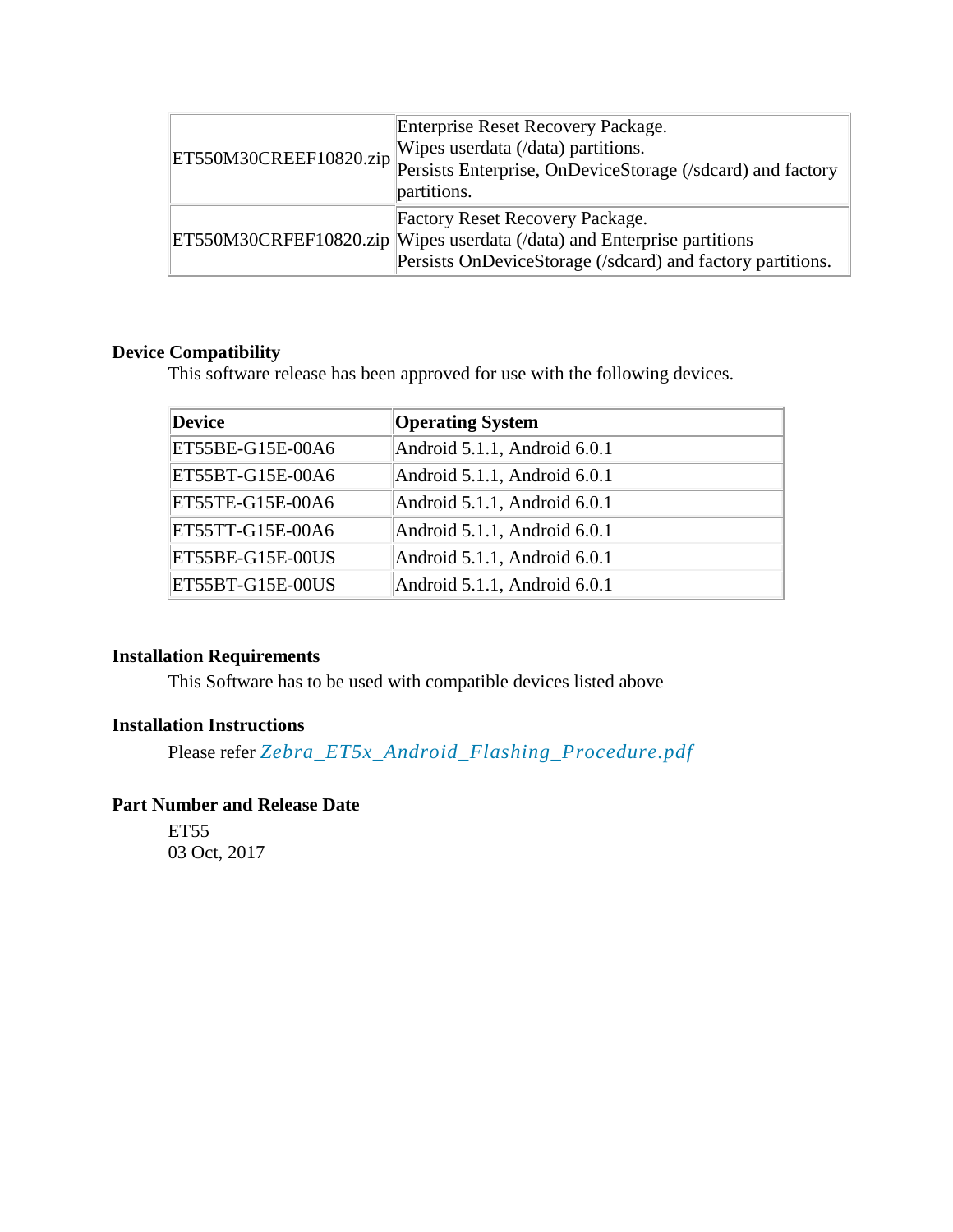| | |
|---|---|
| ET550M30CREEF10820.zip | Enterprise Reset Recovery Package.<br>Wipes userdata (/data) partitions.<br>Persists Enterprise, OnDeviceStorage (/sdcard) and factory partitions. |
| ET550M30CRFEF10820.zip | Factory Reset Recovery Package.<br>Wipes userdata (/data) and Enterprise partitions<br>Persists OnDeviceStorage (/sdcard) and factory partitions. |

**Device Compatibility**

This software release has been approved for use with the following devices.

| Device | Operating System |
|---|---|
| ET55BE-G15E-00A6 | Android 5.1.1, Android 6.0.1 |
| ET55BT-G15E-00A6 | Android 5.1.1, Android 6.0.1 |
| ET55TE-G15E-00A6 | Android 5.1.1, Android 6.0.1 |
| ET55TT-G15E-00A6 | Android 5.1.1, Android 6.0.1 |
| ET55BE-G15E-00US | Android 5.1.1, Android 6.0.1 |
| ET55BT-G15E-00US | Android 5.1.1, Android 6.0.1 |

**Installation Requirements**

This Software has to be used with compatible devices listed above

**Installation Instructions**

Please refer *Zebra_ET5x_Android_Flashing_Procedure.pdf*

**Part Number and Release Date**

ET55
03 Oct, 2017